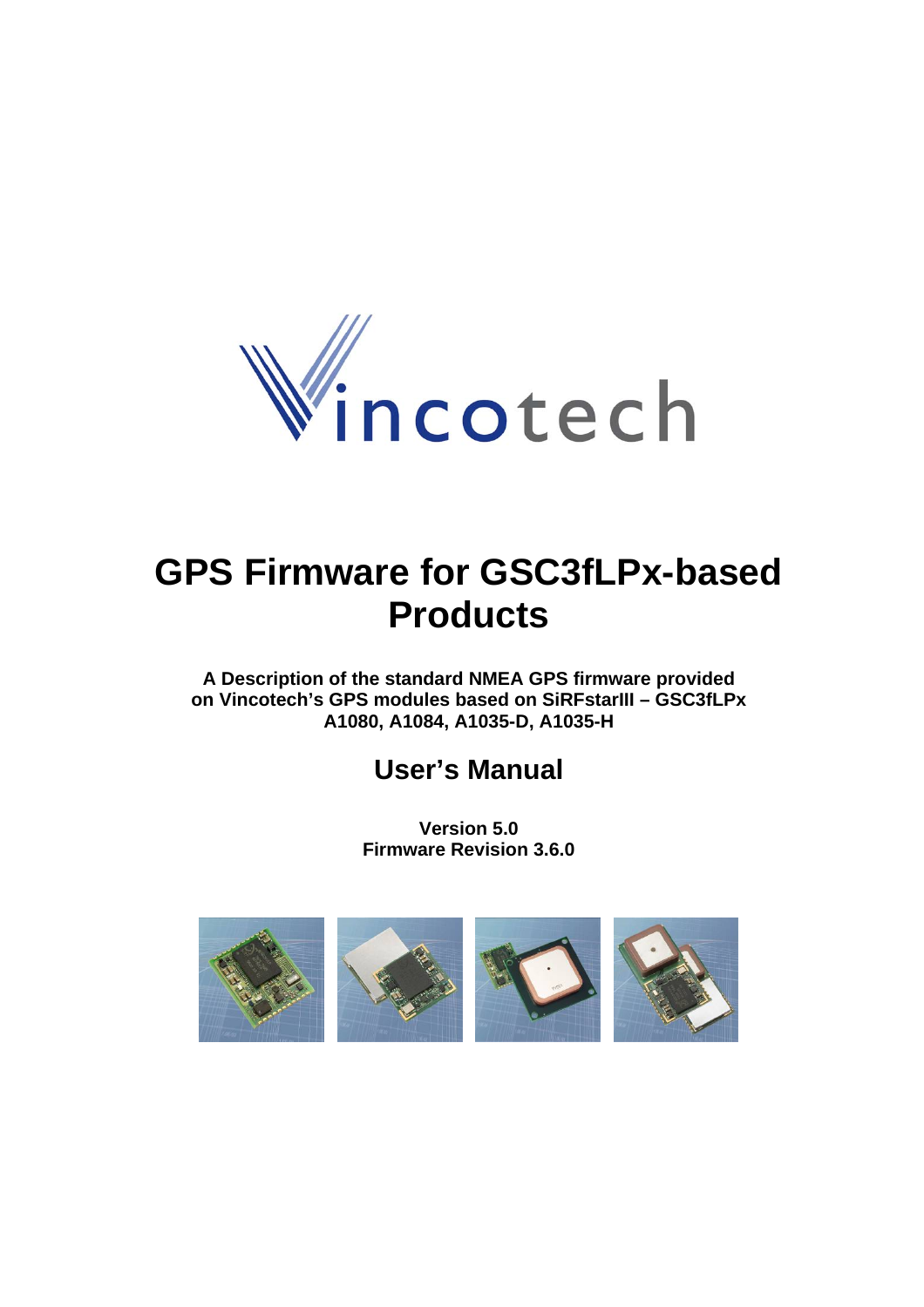Vincotech

# GPS Firmware for GSC3fLPx-based Products

**A Description of the standard NMEA GPS firmware provided on Vincotech's GPS modules based on SiRFstarIII – GSC3fLPx A1080, A1084, A1035-D, A1035-H**

## User's Manual

**Version 5.0**
**Firmware Revision 3.6.0**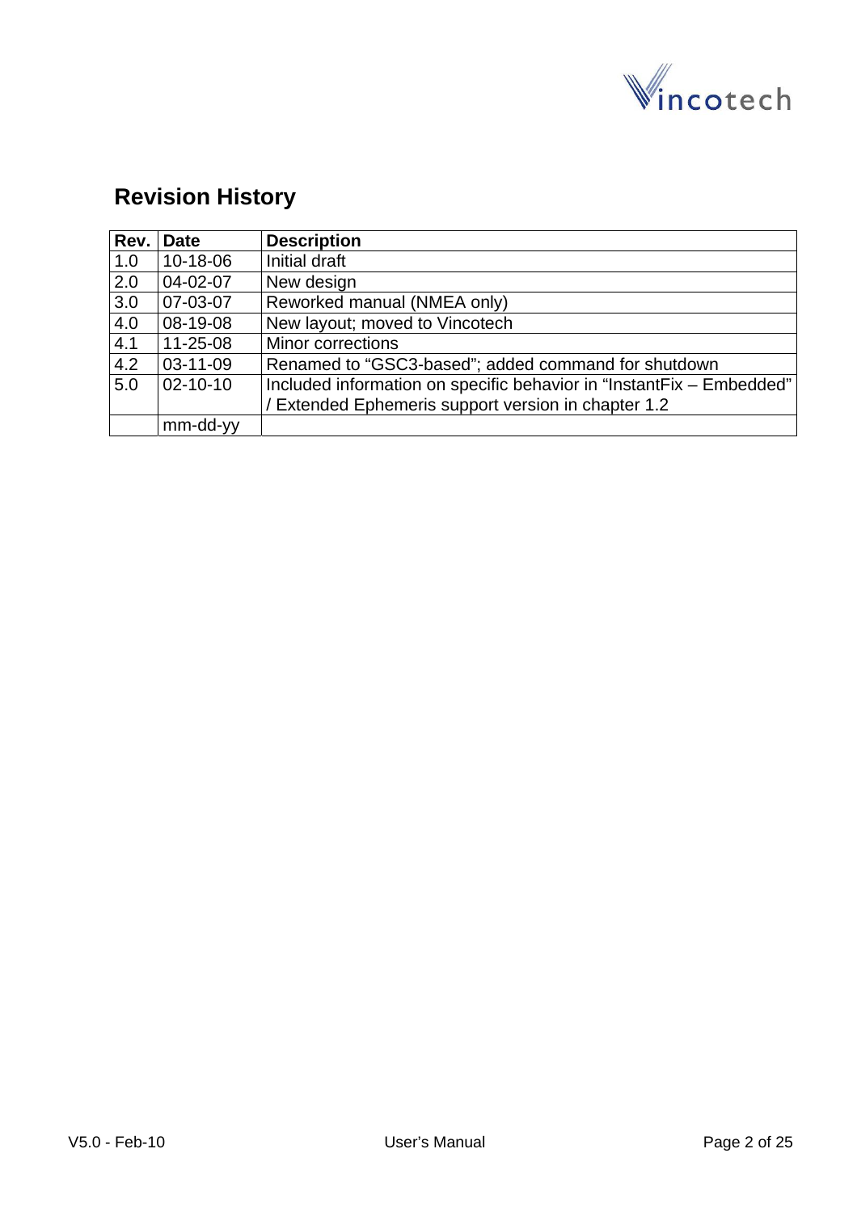## Revision History

| Rev. | Date | Description |
|---|---|---|
| 1.0 | 10-18-06 | Initial draft |
| 2.0 | 04-02-07 | New design |
| 3.0 | 07-03-07 | Reworked manual (NMEA only) |
| 4.0 | 08-19-08 | New layout; moved to Vincotech |
| 4.1 | 11-25-08 | Minor corrections |
| 4.2 | 03-11-09 | Renamed to “GSC3-based”; added command for shutdown |
| 5.0 | 02-10-10 | Included information on specific behavior in “InstantFix – Embedded” / Extended Ephemeris support version in chapter 1.2 |
| | mm-dd-yy | |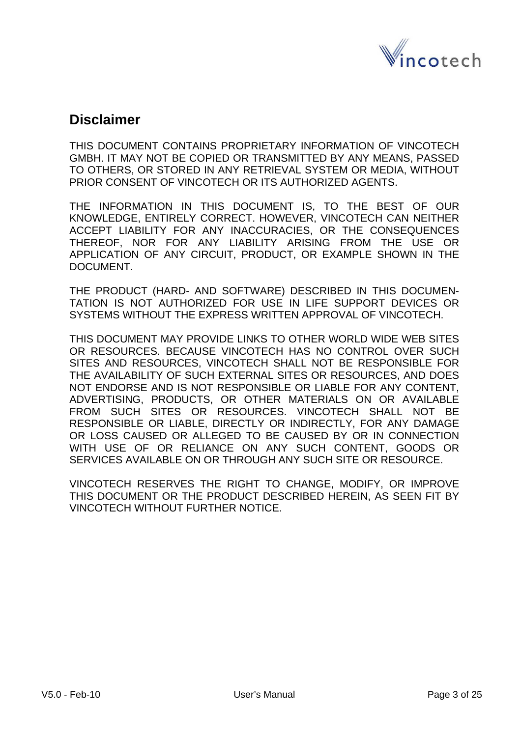## Disclaimer

THIS DOCUMENT CONTAINS PROPRIETARY INFORMATION OF VINCOTECH GMBH. IT MAY NOT BE COPIED OR TRANSMITTED BY ANY MEANS, PASSED TO OTHERS, OR STORED IN ANY RETRIEVAL SYSTEM OR MEDIA, WITHOUT PRIOR CONSENT OF VINCOTECH OR ITS AUTHORIZED AGENTS.

THE INFORMATION IN THIS DOCUMENT IS, TO THE BEST OF OUR KNOWLEDGE, ENTIRELY CORRECT. HOWEVER, VINCOTECH CAN NEITHER ACCEPT LIABILITY FOR ANY INACCURACIES, OR THE CONSEQUENCES THEREOF, NOR FOR ANY LIABILITY ARISING FROM THE USE OR APPLICATION OF ANY CIRCUIT, PRODUCT, OR EXAMPLE SHOWN IN THE DOCUMENT.

THE PRODUCT (HARD- AND SOFTWARE) DESCRIBED IN THIS DOCUMENTATION IS NOT AUTHORIZED FOR USE IN LIFE SUPPORT DEVICES OR SYSTEMS WITHOUT THE EXPRESS WRITTEN APPROVAL OF VINCOTECH.

THIS DOCUMENT MAY PROVIDE LINKS TO OTHER WORLD WIDE WEB SITES OR RESOURCES. BECAUSE VINCOTECH HAS NO CONTROL OVER SUCH SITES AND RESOURCES, VINCOTECH SHALL NOT BE RESPONSIBLE FOR THE AVAILABILITY OF SUCH EXTERNAL SITES OR RESOURCES, AND DOES NOT ENDORSE AND IS NOT RESPONSIBLE OR LIABLE FOR ANY CONTENT, ADVERTISING, PRODUCTS, OR OTHER MATERIALS ON OR AVAILABLE FROM SUCH SITES OR RESOURCES. VINCOTECH SHALL NOT BE RESPONSIBLE OR LIABLE, DIRECTLY OR INDIRECTLY, FOR ANY DAMAGE OR LOSS CAUSED OR ALLEGED TO BE CAUSED BY OR IN CONNECTION WITH USE OF OR RELIANCE ON ANY SUCH CONTENT, GOODS OR SERVICES AVAILABLE ON OR THROUGH ANY SUCH SITE OR RESOURCE.

VINCOTECH RESERVES THE RIGHT TO CHANGE, MODIFY, OR IMPROVE THIS DOCUMENT OR THE PRODUCT DESCRIBED HEREIN, AS SEEN FIT BY VINCOTECH WITHOUT FURTHER NOTICE.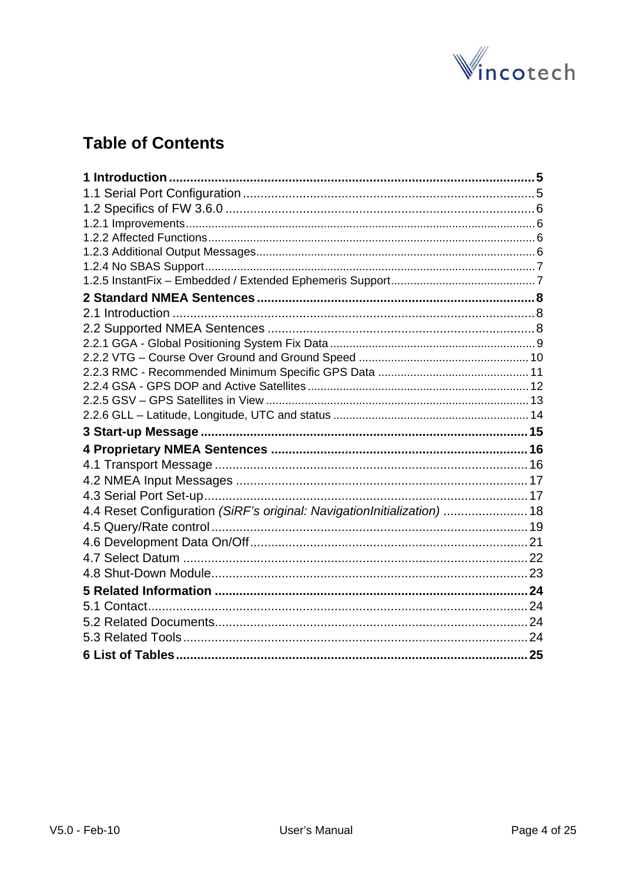# Table of Contents

**1 Introduction** ........................................................................................................ **5**
1.1 Serial Port Configuration .................................................................................... 5
1.2 Specifics of FW 3.6.0 ......................................................................................... 6
1.2.1 Improvements ............................................................................................................. 6
1.2.2 Affected Functions ...................................................................................................... 6
1.2.3 Additional Output Messages ........................................................................................ 6
1.2.4 No SBAS Support ........................................................................................................ 7
1.2.5 InstantFix – Embedded / Extended Ephemeris Support ............................................. 7
**2 Standard NMEA Sentences** ................................................................................ **8**
2.1 Introduction ........................................................................................................ 8
2.2 Supported NMEA Sentences ............................................................................. 8
2.2.1 GGA - Global Positioning System Fix Data ................................................................. 9
2.2.2 VTG – Course Over Ground and Ground Speed ...................................................... 10
2.2.3 RMC - Recommended Minimum Specific GPS Data ................................................ 11
2.2.4 GSA - GPS DOP and Active Satellites ...................................................................... 12
2.2.5 GSV – GPS Satellites in View ................................................................................... 13
2.2.6 GLL – Latitude, Longitude, UTC and status ............................................................. 14
**3 Start-up Message** .............................................................................................. **15**
**4 Proprietary NMEA Sentences** .......................................................................... **16**
4.1 Transport Message .......................................................................................... 16
4.2 NMEA Input Messages .................................................................................... 17
4.3 Serial Port Set-up ............................................................................................. 17
4.4 Reset Configuration *(SiRF's original: NavigationInitialization)* ........................ 18
4.5 Query/Rate control ........................................................................................... 19
4.6 Development Data On/Off ................................................................................ 21
4.7 Select Datum ................................................................................................... 22
4.8 Shut-Down Module ........................................................................................... 23
**5 Related Information** .......................................................................................... **24**
5.1 Contact ............................................................................................................. 24
5.2 Related Documents .......................................................................................... 24
5.3 Related Tools ................................................................................................... 24
**6 List of Tables** ..................................................................................................... **25**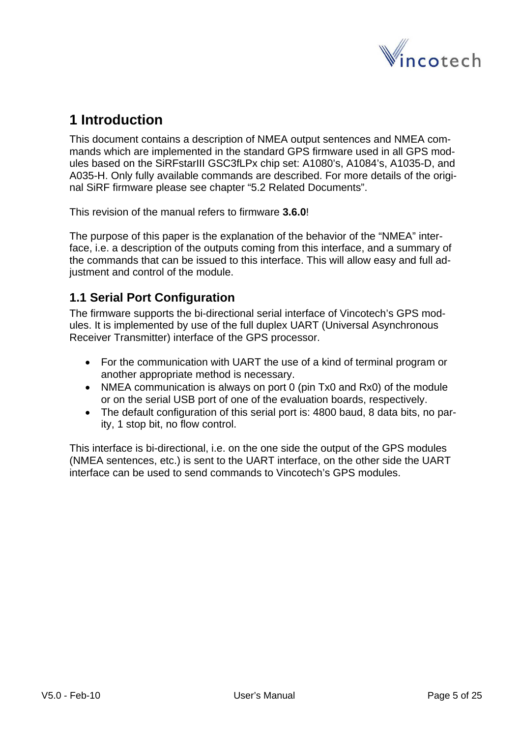# 1 Introduction

This document contains a description of NMEA output sentences and NMEA commands which are implemented in the standard GPS firmware used in all GPS modules based on the SiRFstarIII GSC3fLPx chip set: A1080's, A1084's, A1035-D, and A035-H. Only fully available commands are described. For more details of the original SiRF firmware please see chapter "5.2 Related Documents".

This revision of the manual refers to firmware **3.6.0**!

The purpose of this paper is the explanation of the behavior of the "NMEA" interface, i.e. a description of the outputs coming from this interface, and a summary of the commands that can be issued to this interface. This will allow easy and full adjustment and control of the module.

## 1.1 Serial Port Configuration

The firmware supports the bi-directional serial interface of Vincotech's GPS modules. It is implemented by use of the full duplex UART (Universal Asynchronous Receiver Transmitter) interface of the GPS processor.

- For the communication with UART the use of a kind of terminal program or another appropriate method is necessary.
- NMEA communication is always on port 0 (pin Tx0 and Rx0) of the module or on the serial USB port of one of the evaluation boards, respectively.
- The default configuration of this serial port is: 4800 baud, 8 data bits, no parity, 1 stop bit, no flow control.

This interface is bi-directional, i.e. on the one side the output of the GPS modules (NMEA sentences, etc.) is sent to the UART interface, on the other side the UART interface can be used to send commands to Vincotech's GPS modules.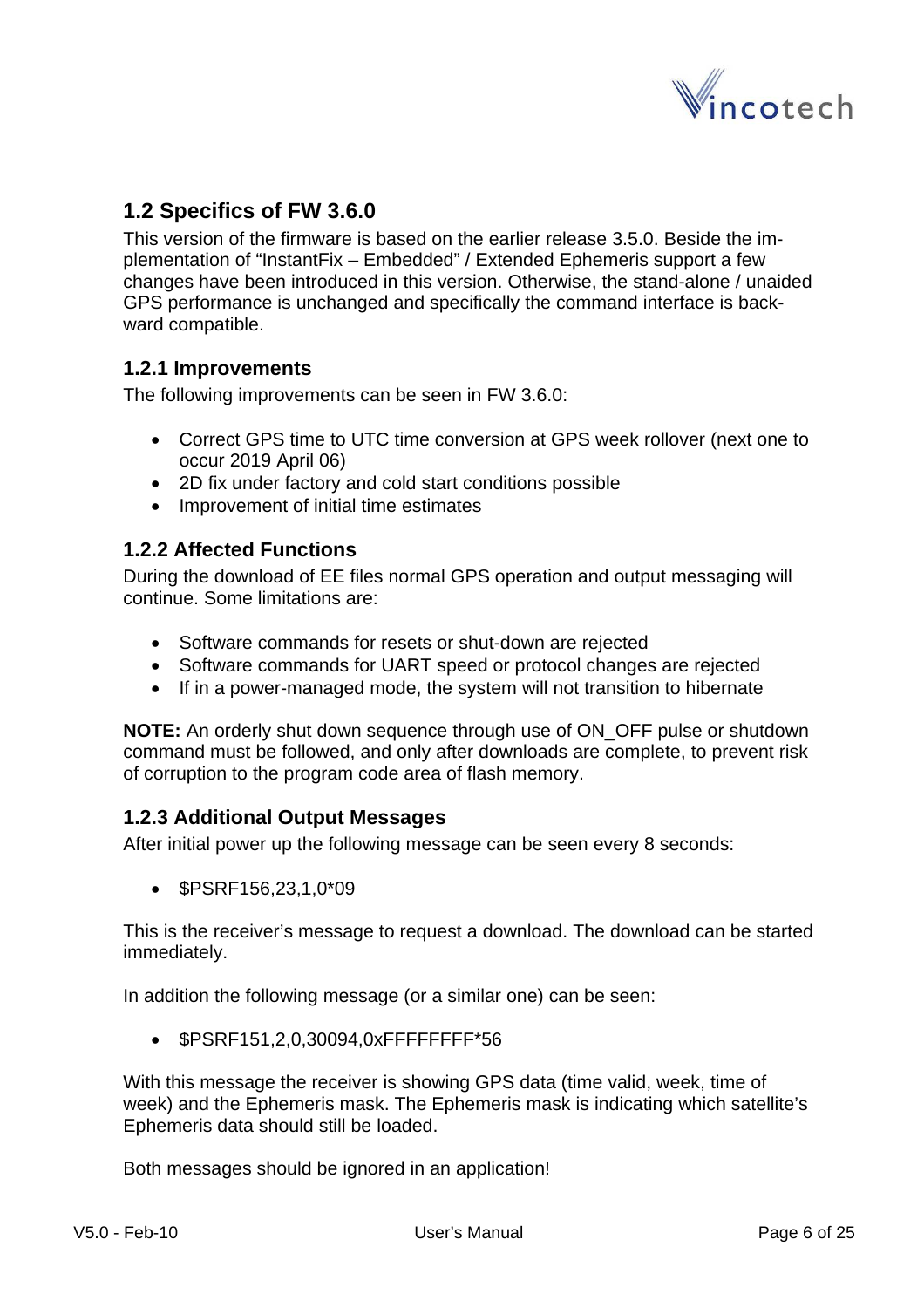## 1.2 Specifics of FW 3.6.0

This version of the firmware is based on the earlier release 3.5.0. Beside the implementation of “InstantFix – Embedded” / Extended Ephemeris support a few changes have been introduced in this version. Otherwise, the stand-alone / unaided GPS performance is unchanged and specifically the command interface is backward compatible.

### 1.2.1 Improvements

The following improvements can be seen in FW 3.6.0:

- Correct GPS time to UTC time conversion at GPS week rollover (next one to occur 2019 April 06)
- 2D fix under factory and cold start conditions possible
- Improvement of initial time estimates

### 1.2.2 Affected Functions

During the download of EE files normal GPS operation and output messaging will continue. Some limitations are:

- Software commands for resets or shut-down are rejected
- Software commands for UART speed or protocol changes are rejected
- If in a power-managed mode, the system will not transition to hibernate

**NOTE:** An orderly shut down sequence through use of ON_OFF pulse or shutdown command must be followed, and only after downloads are complete, to prevent risk of corruption to the program code area of flash memory.

### 1.2.3 Additional Output Messages

After initial power up the following message can be seen every 8 seconds:

- $PSRF156,23,1,0*09

This is the receiver’s message to request a download. The download can be started immediately.

In addition the following message (or a similar one) can be seen:

- $PSRF151,2,0,30094,0xFFFFFFFF*56

With this message the receiver is showing GPS data (time valid, week, time of week) and the Ephemeris mask. The Ephemeris mask is indicating which satellite’s Ephemeris data should still be loaded.

Both messages should be ignored in an application!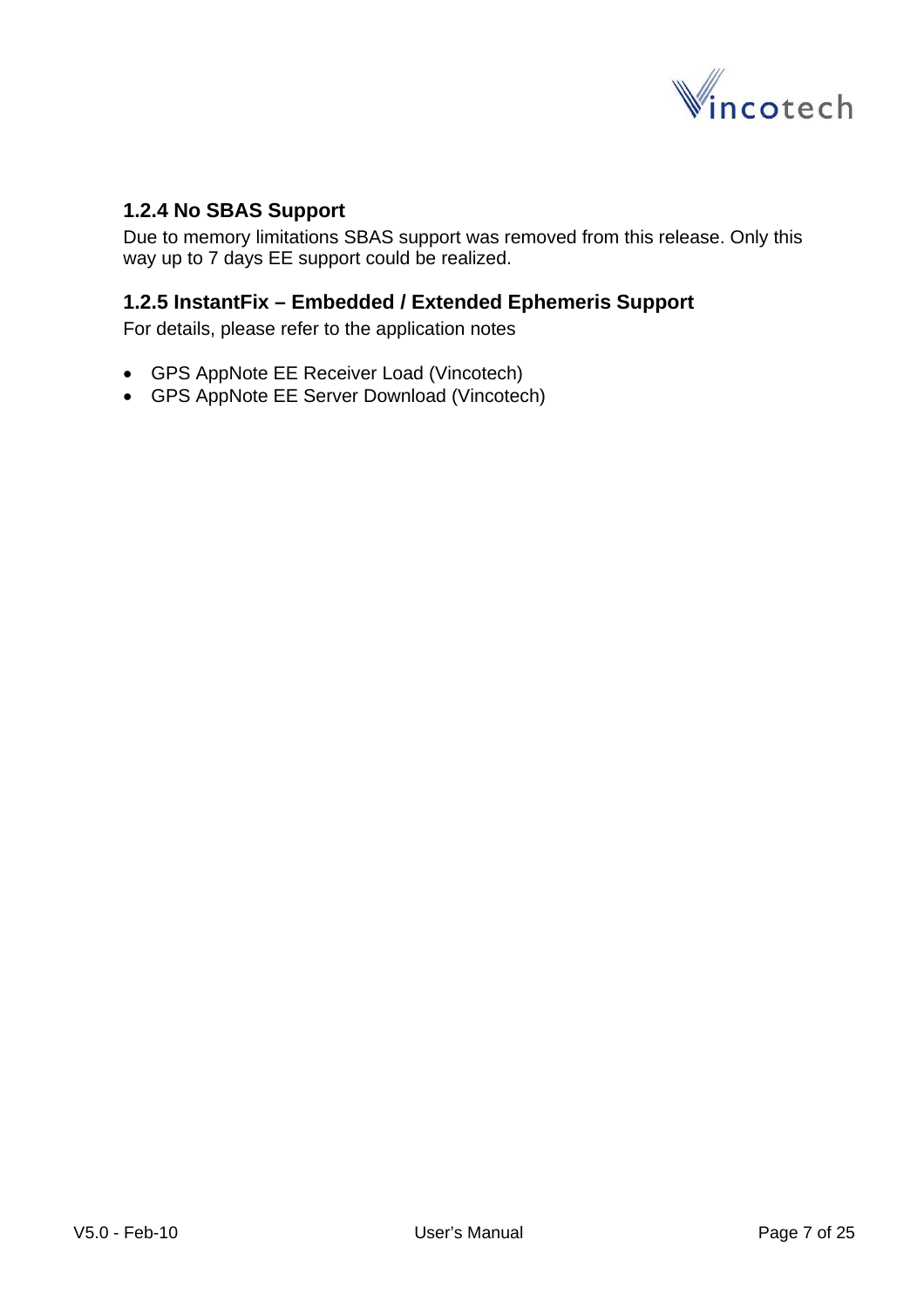### 1.2.4 No SBAS Support

Due to memory limitations SBAS support was removed from this release. Only this way up to 7 days EE support could be realized.

### 1.2.5 InstantFix – Embedded / Extended Ephemeris Support

For details, please refer to the application notes

- GPS AppNote EE Receiver Load (Vincotech)
- GPS AppNote EE Server Download (Vincotech)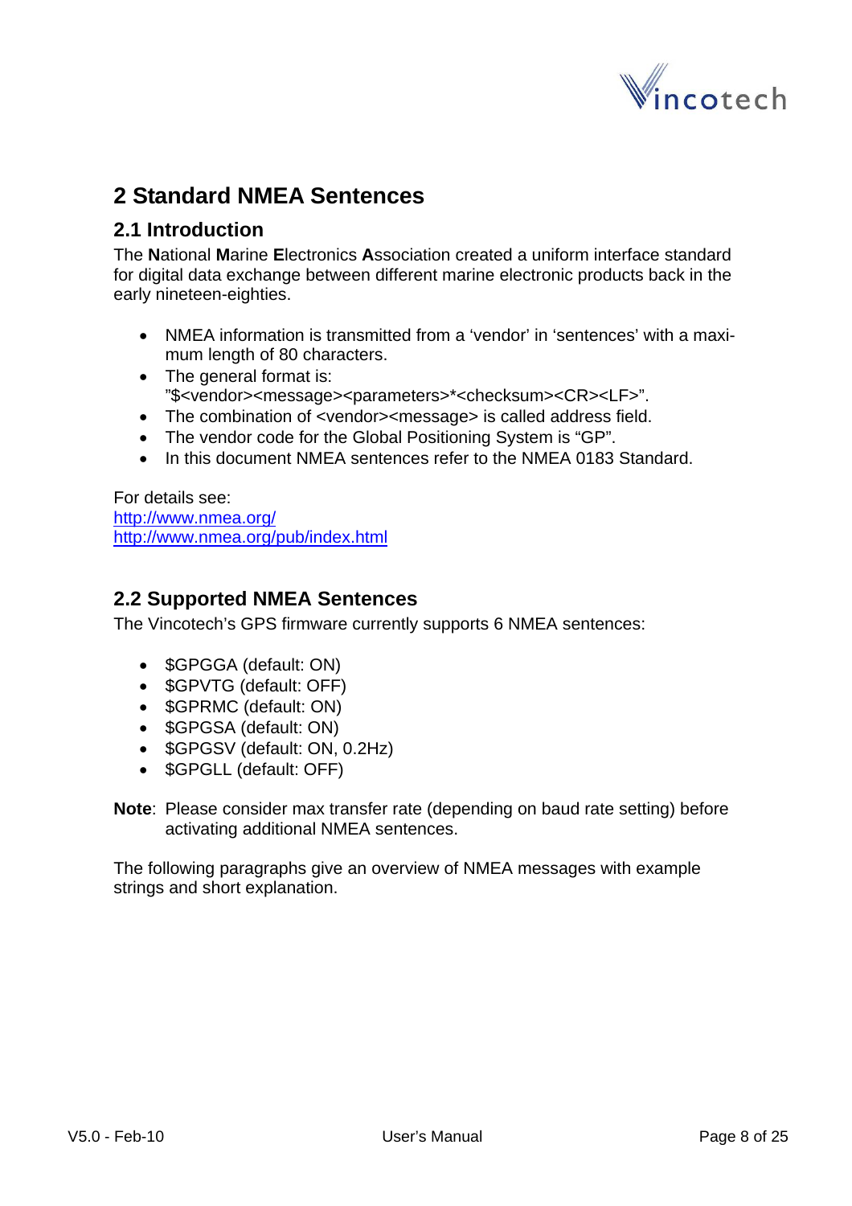# 2 Standard NMEA Sentences

## 2.1 Introduction

The **N**ational **M**arine **E**lectronics **A**ssociation created a uniform interface standard for digital data exchange between different marine electronic products back in the early nineteen-eighties.

- NMEA information is transmitted from a 'vendor' in 'sentences' with a maximum length of 80 characters.
- The general format is: "$<vendor><message><parameters>*<checksum><CR><LF>".
- The combination of <vendor><message> is called address field.
- The vendor code for the Global Positioning System is "GP".
- In this document NMEA sentences refer to the NMEA 0183 Standard.

For details see:
http://www.nmea.org/
http://www.nmea.org/pub/index.html

## 2.2 Supported NMEA Sentences

The Vincotech's GPS firmware currently supports 6 NMEA sentences:

- $GPGGA (default: ON)
- $GPVTG (default: OFF)
- $GPRMC (default: ON)
- $GPGSA (default: ON)
- $GPGSV (default: ON, 0.2Hz)
- $GPGLL (default: OFF)

**Note**: Please consider max transfer rate (depending on baud rate setting) before activating additional NMEA sentences.

The following paragraphs give an overview of NMEA messages with example strings and short explanation.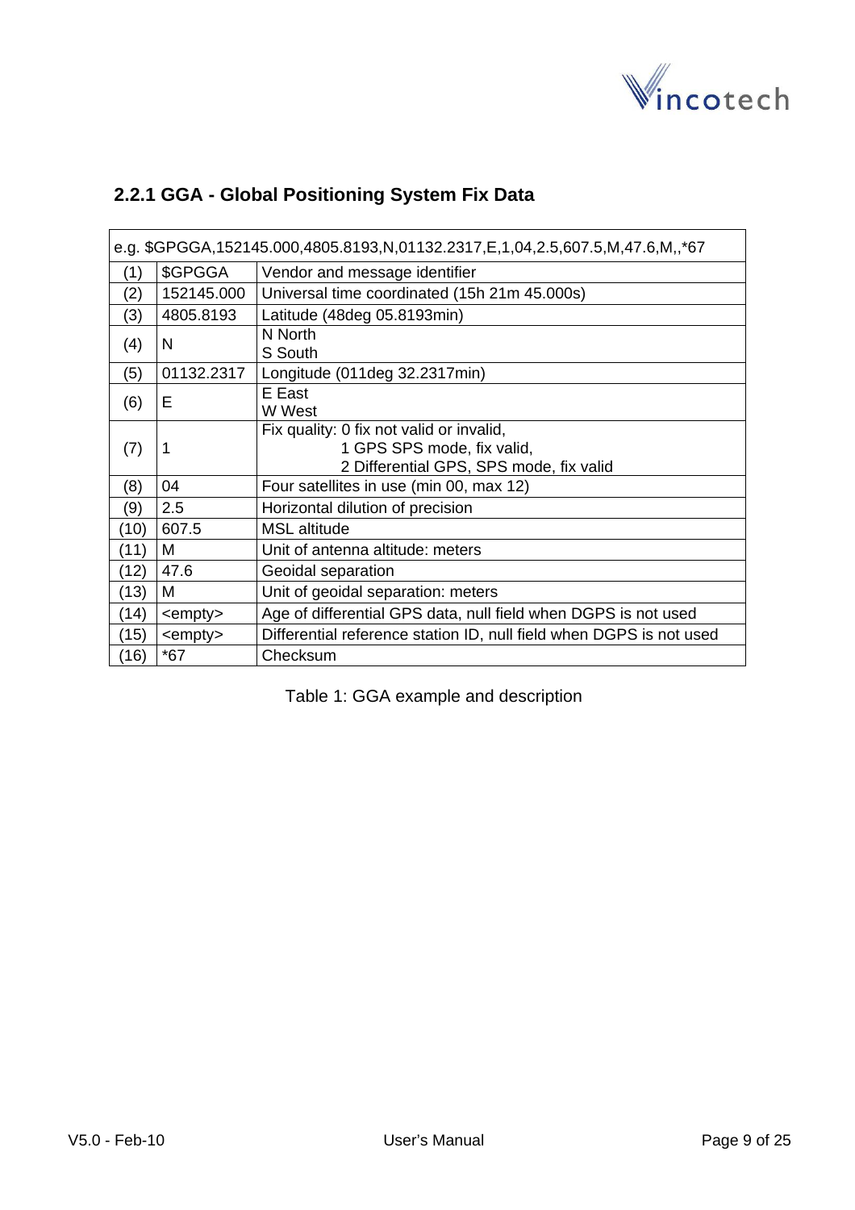### 2.2.1 GGA - Global Positioning System Fix Data

| e.g. $GPGGA,152145.000,4805.8193,N,01132.2317,E,1,04,2.5,607.5,M,47.6,M,,*67 | | |
|---|---|---|
| (1) | $GPGGA | Vendor and message identifier |
| (2) | 152145.000 | Universal time coordinated (15h 21m 45.000s) |
| (3) | 4805.8193 | Latitude (48deg 05.8193min) |
| (4) | N | N North<br>S South |
| (5) | 01132.2317 | Longitude (011deg 32.2317min) |
| (6) | E | E East<br>W West |
| (7) | 1 | Fix quality: 0 fix not valid or invalid,<br>1 GPS SPS mode, fix valid,<br>2 Differential GPS, SPS mode, fix valid |
| (8) | 04 | Four satellites in use (min 00, max 12) |
| (9) | 2.5 | Horizontal dilution of precision |
| (10) | 607.5 | MSL altitude |
| (11) | M | Unit of antenna altitude: meters |
| (12) | 47.6 | Geoidal separation |
| (13) | M | Unit of geoidal separation: meters |
| (14) | <empty> | Age of differential GPS data, null field when DGPS is not used |
| (15) | <empty> | Differential reference station ID, null field when DGPS is not used |
| (16) | *67 | Checksum |

Table 1: GGA example and description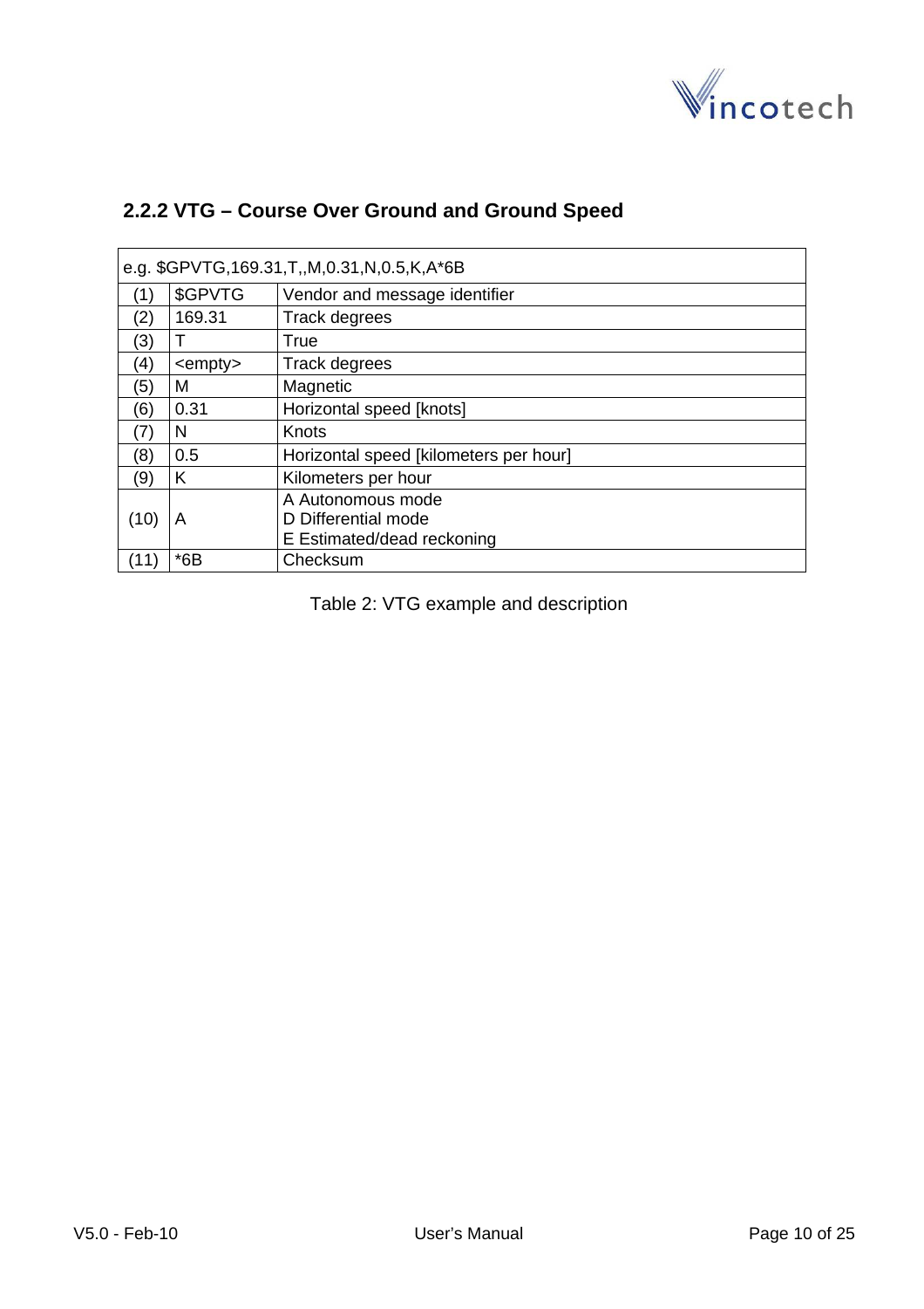### 2.2.2 VTG – Course Over Ground and Ground Speed

| e.g. $GPVTG,169.31,T,,M,0.31,N,0.5,K,A*6B | | |
|---|---|---|
| (1) | $GPVTG | Vendor and message identifier |
| (2) | 169.31 | Track degrees |
| (3) | T | True |
| (4) | <empty> | Track degrees |
| (5) | M | Magnetic |
| (6) | 0.31 | Horizontal speed [knots] |
| (7) | N | Knots |
| (8) | 0.5 | Horizontal speed [kilometers per hour] |
| (9) | K | Kilometers per hour |
| (10) | A | A Autonomous mode<br>D Differential mode<br>E Estimated/dead reckoning |
| (11) | *6B | Checksum |

Table 2: VTG example and description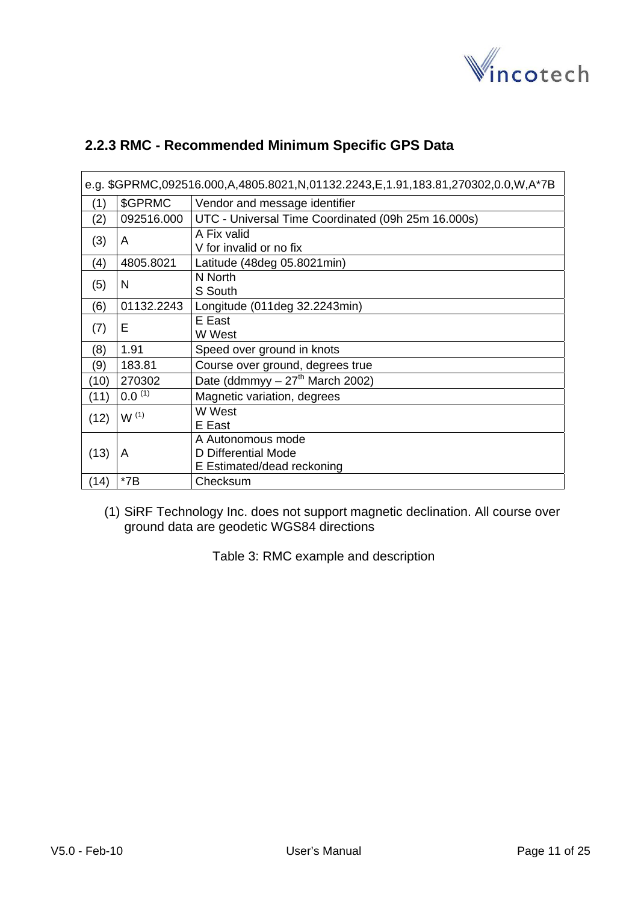### 2.2.3 RMC - Recommended Minimum Specific GPS Data

| e.g. $GPRMC,092516.000,A,4805.8021,N,01132.2243,E,1.91,183.81,270302,0.0,W,A*7B | | |
|---|---|---|
| (1) | $GPRMC | Vendor and message identifier |
| (2) | 092516.000 | UTC - Universal Time Coordinated (09h 25m 16.000s) |
| (3) | A | A Fix valid<br>V for invalid or no fix |
| (4) | 4805.8021 | Latitude (48deg 05.8021min) |
| (5) | N | N North<br>S South |
| (6) | 01132.2243 | Longitude (011deg 32.2243min) |
| (7) | E | E East<br>W West |
| (8) | 1.91 | Speed over ground in knots |
| (9) | 183.81 | Course over ground, degrees true |
| (10) | 270302 | Date (ddmmyy – 27th March 2002) |
| (11) | 0.0 (1) | Magnetic variation, degrees |
| (12) | W (1) | W West<br>E East |
| (13) | A | A Autonomous mode<br>D Differential Mode<br>E Estimated/dead reckoning |
| (14) | *7B | Checksum |

(1) SiRF Technology Inc. does not support magnetic declination. All course over ground data are geodetic WGS84 directions

Table 3: RMC example and description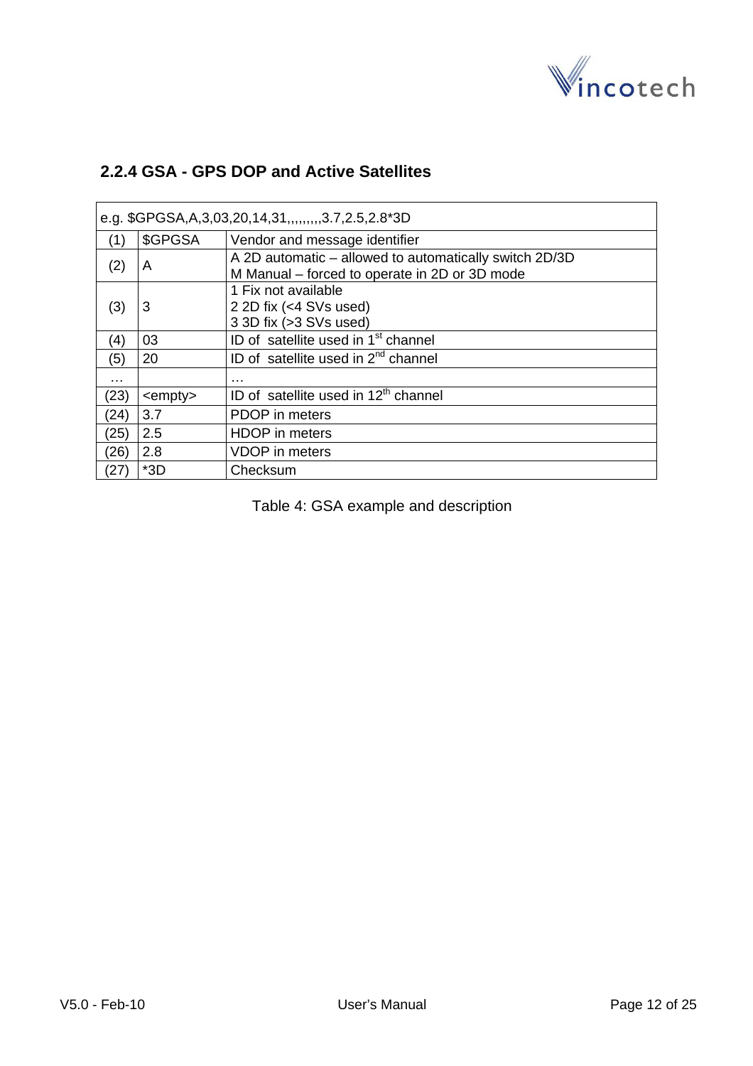### 2.2.4 GSA - GPS DOP and Active Satellites

| e.g. $GPGSA,A,3,03,20,14,31,,,,,,,,,3.7,2.5,2.8*3D | | |
|---|---|---|
| (1) | $GPGSA | Vendor and message identifier |
| (2) | A | A 2D automatic – allowed to automatically switch 2D/3D<br>M Manual – forced to operate in 2D or 3D mode |
| (3) | 3 | 1 Fix not available<br>2 2D fix (<4 SVs used)<br>3 3D fix (>3 SVs used) |
| (4) | 03 | ID of satellite used in 1st channel |
| (5) | 20 | ID of satellite used in 2nd channel |
| … | | … |
| (23) | <empty> | ID of satellite used in 12th channel |
| (24) | 3.7 | PDOP in meters |
| (25) | 2.5 | HDOP in meters |
| (26) | 2.8 | VDOP in meters |
| (27) | *3D | Checksum |

Table 4: GSA example and description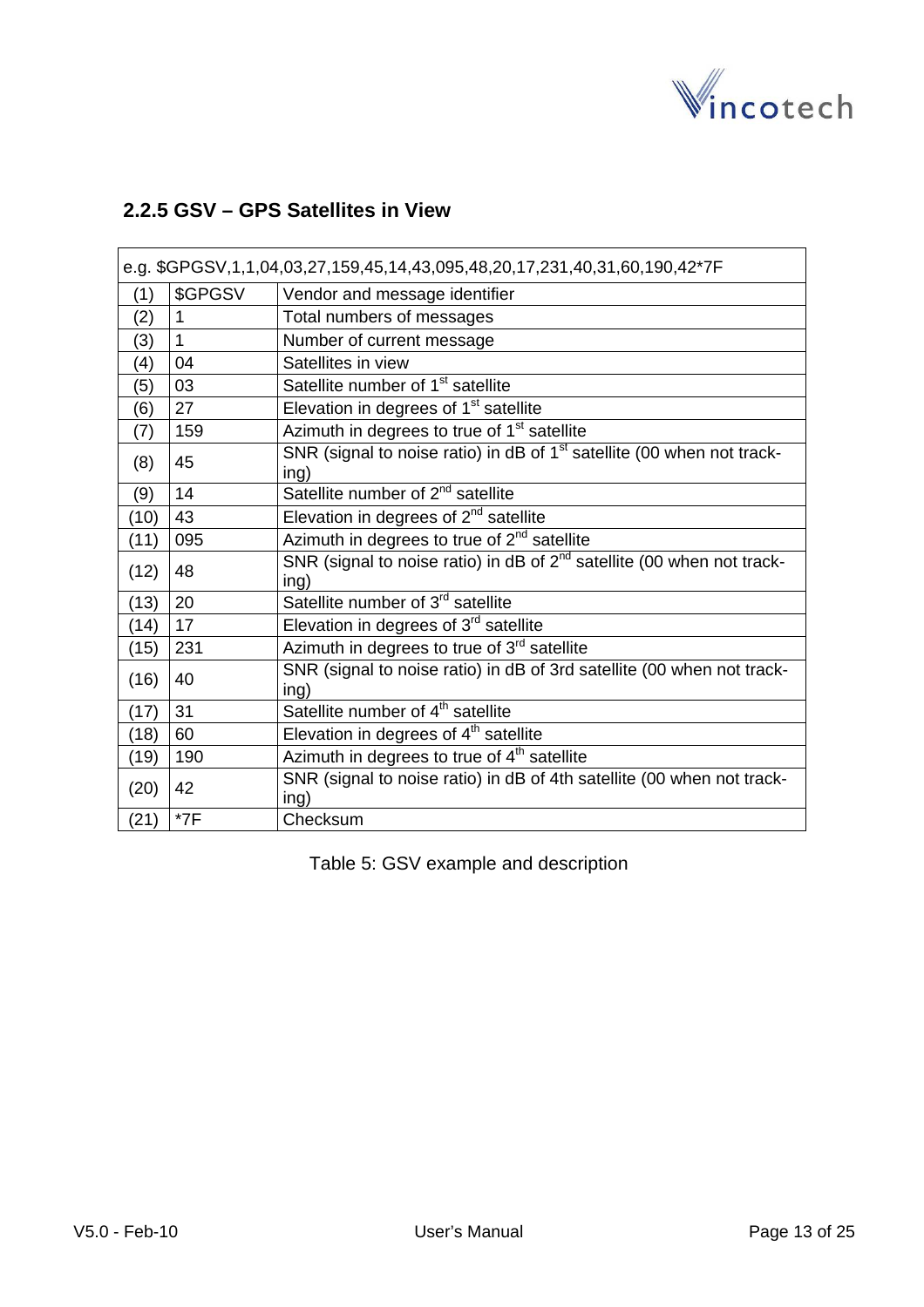### 2.2.5 GSV – GPS Satellites in View

| e.g. $GPGSV,1,1,04,03,27,159,45,14,43,095,48,20,17,231,40,31,60,190,42*7F | | |
|---|---|---|
| (1) | $GPGSV | Vendor and message identifier |
| (2) | 1 | Total numbers of messages |
| (3) | 1 | Number of current message |
| (4) | 04 | Satellites in view |
| (5) | 03 | Satellite number of 1st satellite |
| (6) | 27 | Elevation in degrees of 1st satellite |
| (7) | 159 | Azimuth in degrees to true of 1st satellite |
| (8) | 45 | SNR (signal to noise ratio) in dB of 1st satellite (00 when not tracking) |
| (9) | 14 | Satellite number of 2nd satellite |
| (10) | 43 | Elevation in degrees of 2nd satellite |
| (11) | 095 | Azimuth in degrees to true of 2nd satellite |
| (12) | 48 | SNR (signal to noise ratio) in dB of 2nd satellite (00 when not tracking) |
| (13) | 20 | Satellite number of 3rd satellite |
| (14) | 17 | Elevation in degrees of 3rd satellite |
| (15) | 231 | Azimuth in degrees to true of 3rd satellite |
| (16) | 40 | SNR (signal to noise ratio) in dB of 3rd satellite (00 when not tracking) |
| (17) | 31 | Satellite number of 4th satellite |
| (18) | 60 | Elevation in degrees of 4th satellite |
| (19) | 190 | Azimuth in degrees to true of 4th satellite |
| (20) | 42 | SNR (signal to noise ratio) in dB of 4th satellite (00 when not tracking) |
| (21) | *7F | Checksum |

Table 5: GSV example and description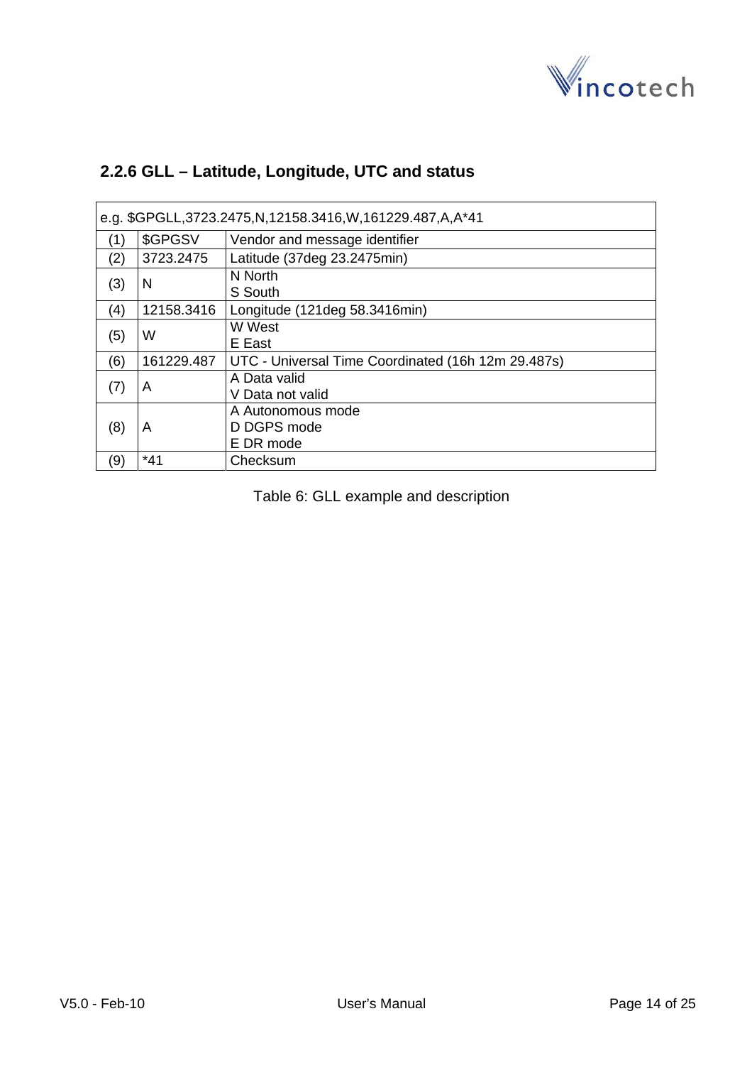### 2.2.6 GLL – Latitude, Longitude, UTC and status

| e.g. $GPGLL,3723.2475,N,12158.3416,W,161229.487,A,A*41 | | |
|---|---|---|
| (1) | $GPGSV | Vendor and message identifier |
| (2) | 3723.2475 | Latitude (37deg 23.2475min) |
| (3) | N | N North<br>S South |
| (4) | 12158.3416 | Longitude (121deg 58.3416min) |
| (5) | W | W West<br>E East |
| (6) | 161229.487 | UTC - Universal Time Coordinated (16h 12m 29.487s) |
| (7) | A | A Data valid<br>V Data not valid |
| (8) | A | A Autonomous mode<br>D DGPS mode<br>E DR mode |
| (9) | *41 | Checksum |

Table 6: GLL example and description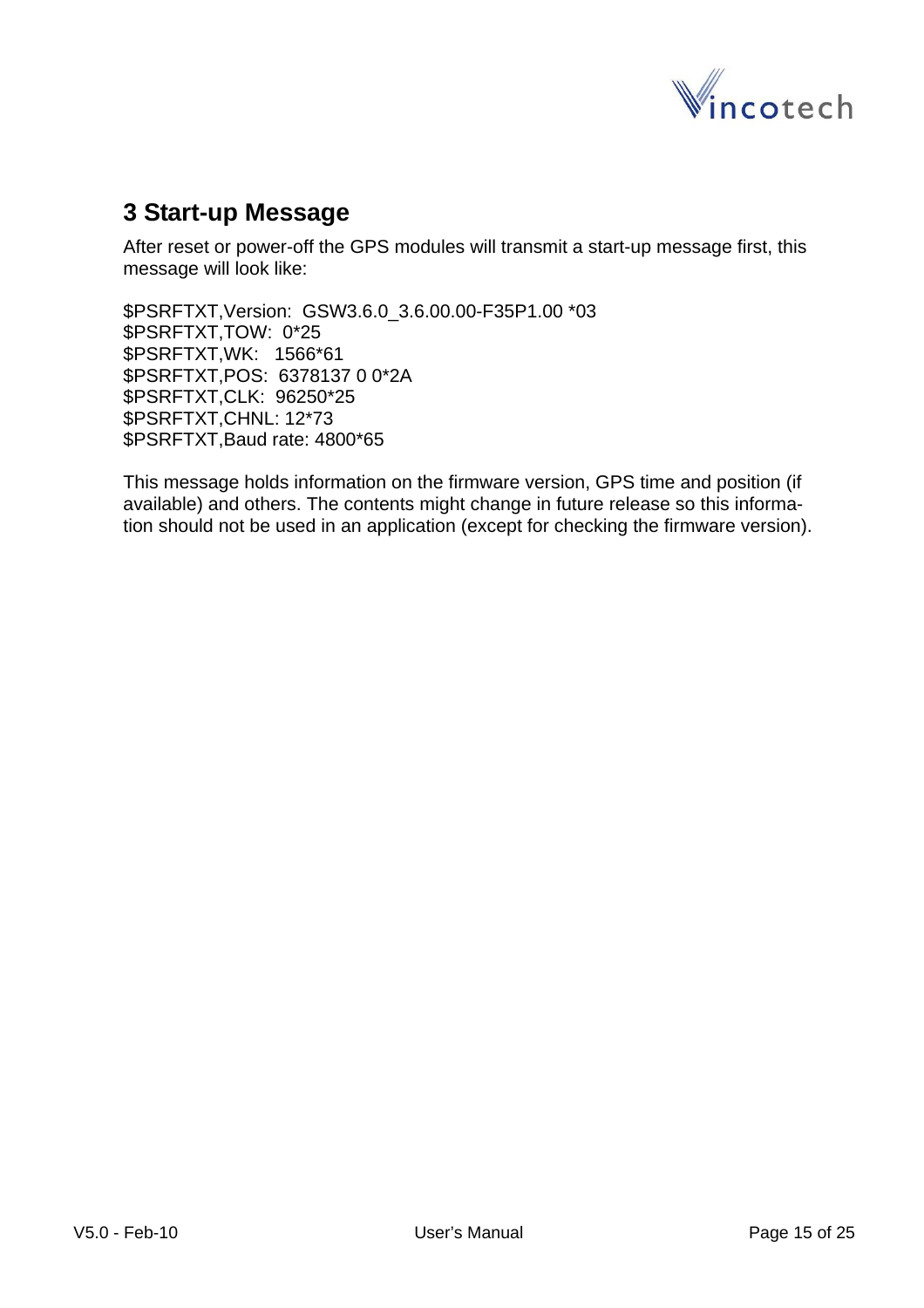# 3 Start-up Message

After reset or power-off the GPS modules will transmit a start-up message first, this message will look like:

$PSRFTXT,Version:  GSW3.6.0_3.6.00.00-F35P1.00 *03
$PSRFTXT,TOW:  0*25
$PSRFTXT,WK:   1566*61
$PSRFTXT,POS:  6378137 0 0*2A
$PSRFTXT,CLK:  96250*25
$PSRFTXT,CHNL: 12*73
$PSRFTXT,Baud rate: 4800*65

This message holds information on the firmware version, GPS time and position (if available) and others. The contents might change in future release so this information should not be used in an application (except for checking the firmware version).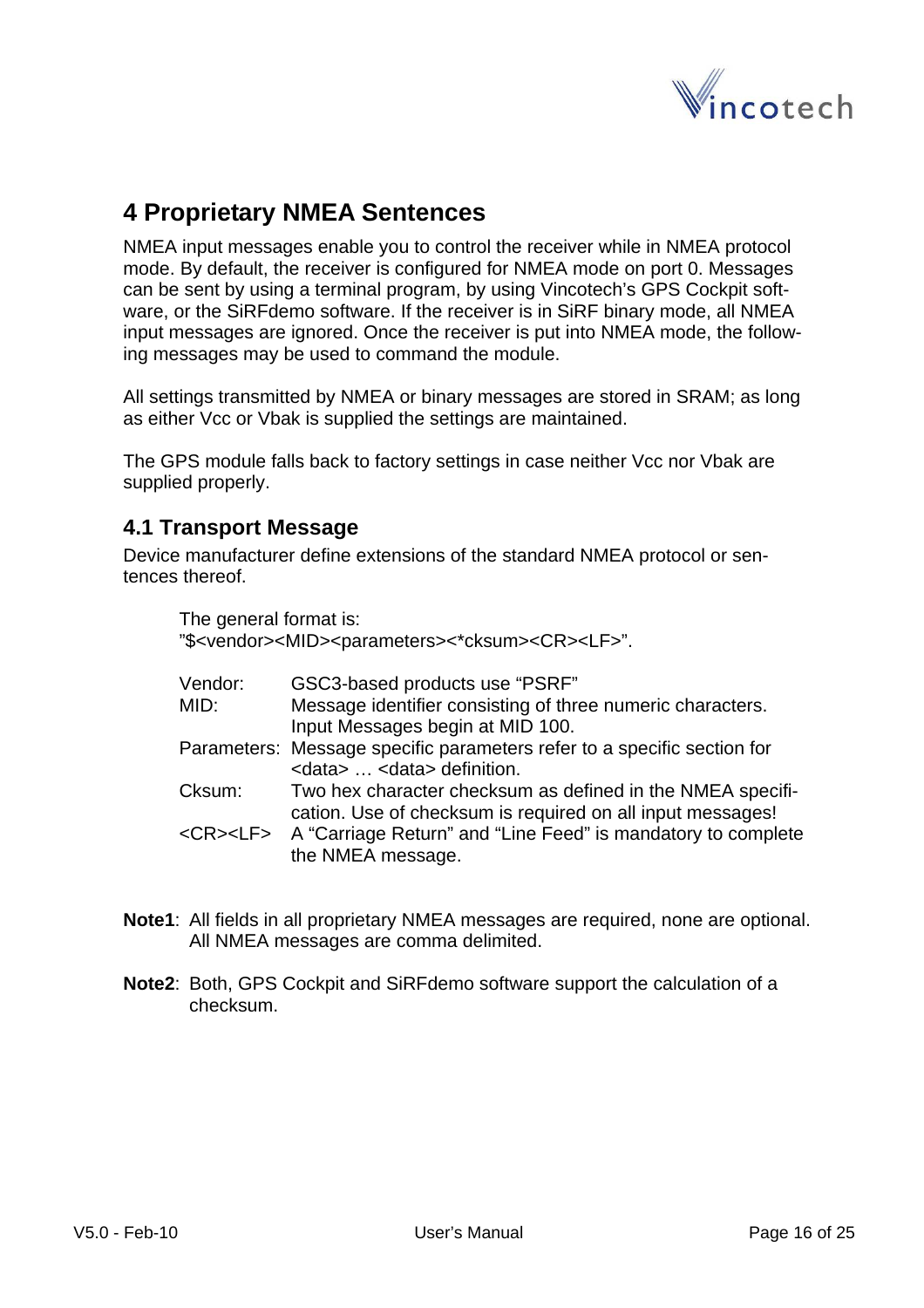# 4 Proprietary NMEA Sentences

NMEA input messages enable you to control the receiver while in NMEA protocol mode. By default, the receiver is configured for NMEA mode on port 0. Messages can be sent by using a terminal program, by using Vincotech's GPS Cockpit software, or the SiRFdemo software. If the receiver is in SiRF binary mode, all NMEA input messages are ignored. Once the receiver is put into NMEA mode, the following messages may be used to command the module.

All settings transmitted by NMEA or binary messages are stored in SRAM; as long as either Vcc or Vbak is supplied the settings are maintained.

The GPS module falls back to factory settings in case neither Vcc nor Vbak are supplied properly.

## 4.1 Transport Message

Device manufacturer define extensions of the standard NMEA protocol or sentences thereof.

The general format is:
"$<vendor><MID><parameters><*cksum><CR><LF>".

| | |
|---|---|
| Vendor: | GSC3-based products use "PSRF" |
| MID: | Message identifier consisting of three numeric characters. Input Messages begin at MID 100. |
| Parameters: | Message specific parameters refer to a specific section for <data> … <data> definition. |
| Cksum: | Two hex character checksum as defined in the NMEA specification. Use of checksum is required on all input messages! |
| <CR><LF> | A "Carriage Return" and "Line Feed" is mandatory to complete the NMEA message. |

**Note1**: All fields in all proprietary NMEA messages are required, none are optional. All NMEA messages are comma delimited.

**Note2**: Both, GPS Cockpit and SiRFdemo software support the calculation of a checksum.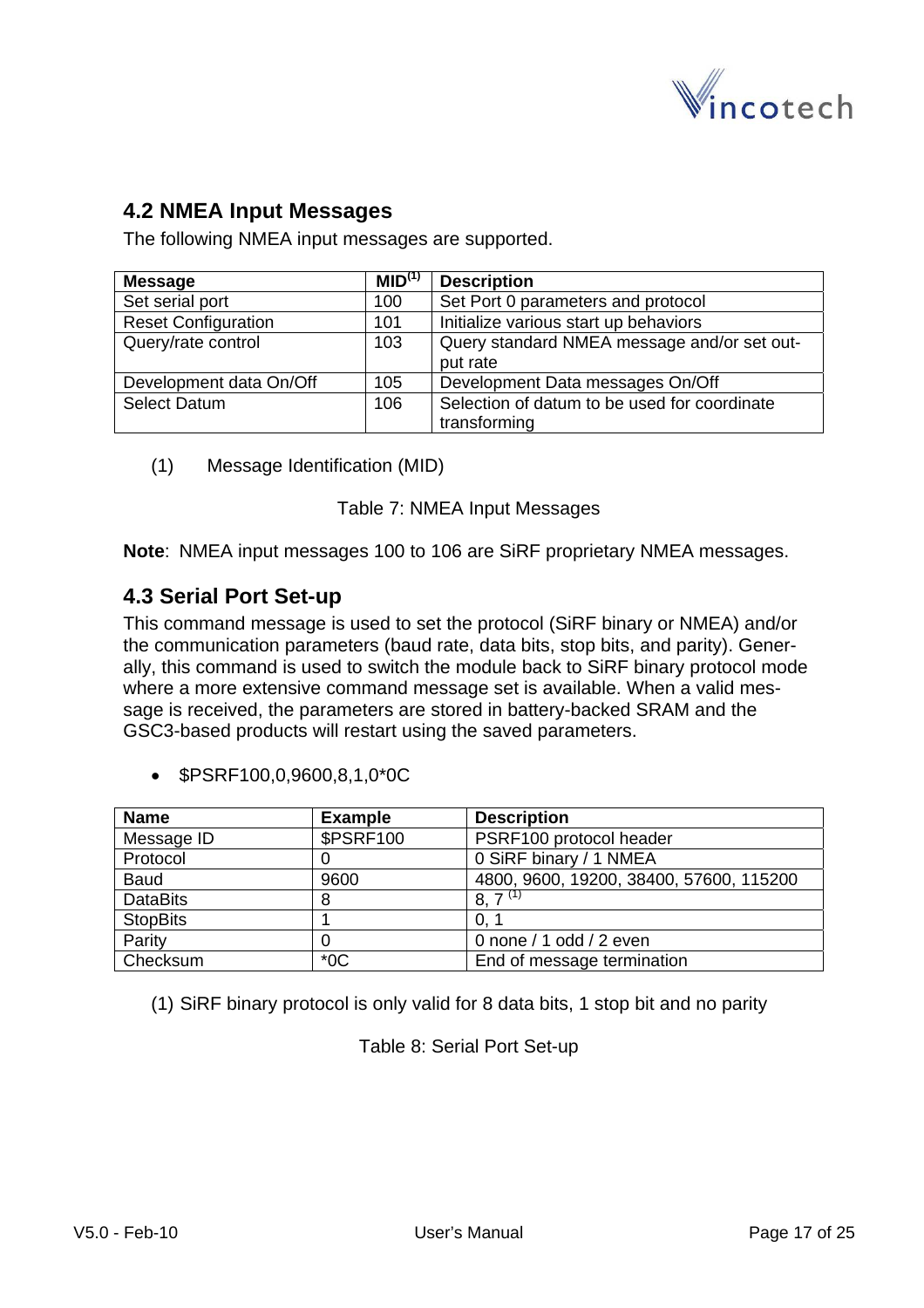## 4.2 NMEA Input Messages

The following NMEA input messages are supported.

| Message | MID[1] | Description |
|---|---|---|
| Set serial port | 100 | Set Port 0 parameters and protocol |
| Reset Configuration | 101 | Initialize various start up behaviors |
| Query/rate control | 103 | Query standard NMEA message and/or set output rate |
| Development data On/Off | 105 | Development Data messages On/Off |
| Select Datum | 106 | Selection of datum to be used for coordinate transforming |

(1) Message Identification (MID)

Table 7: NMEA Input Messages

**Note**: NMEA input messages 100 to 106 are SiRF proprietary NMEA messages.

## 4.3 Serial Port Set-up

This command message is used to set the protocol (SiRF binary or NMEA) and/or the communication parameters (baud rate, data bits, stop bits, and parity). Generally, this command is used to switch the module back to SiRF binary protocol mode where a more extensive command message set is available. When a valid message is received, the parameters are stored in battery-backed SRAM and the GSC3-based products will restart using the saved parameters.

- $PSRF100,0,9600,8,1,0*0C

| Name | Example | Description |
|---|---|---|
| Message ID | $PSRF100 | PSRF100 protocol header |
| Protocol | 0 | 0 SiRF binary / 1 NMEA |
| Baud | 9600 | 4800, 9600, 19200, 38400, 57600, 115200 |
| DataBits | 8 | 8, 7 [1] |
| StopBits | 1 | 0, 1 |
| Parity | 0 | 0 none / 1 odd / 2 even |
| Checksum | *0C | End of message termination |

(1) SiRF binary protocol is only valid for 8 data bits, 1 stop bit and no parity

Table 8: Serial Port Set-up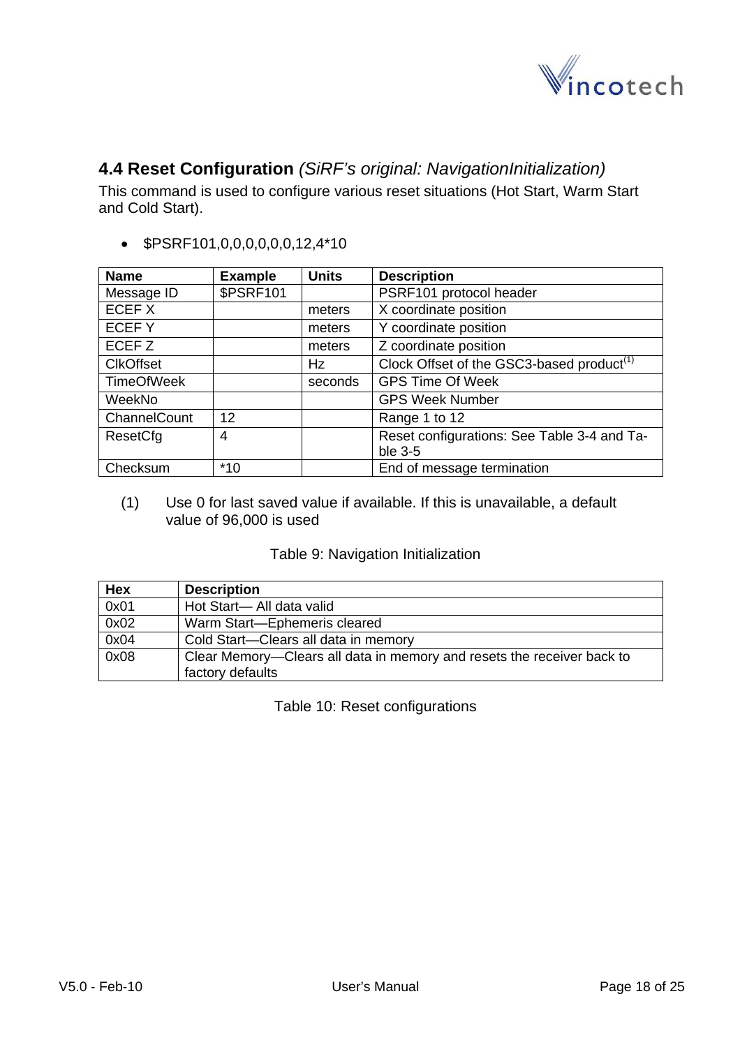## 4.4 Reset Configuration *(SiRF's original: NavigationInitialization)*

This command is used to configure various reset situations (Hot Start, Warm Start and Cold Start).

- $PSRF101,0,0,0,0,0,0,12,4*10

| Name | Example | Units | Description |
|---|---|---|---|
| Message ID | $PSRF101 | | PSRF101 protocol header |
| ECEF X | | meters | X coordinate position |
| ECEF Y | | meters | Y coordinate position |
| ECEF Z | | meters | Z coordinate position |
| ClkOffset | | Hz | Clock Offset of the GSC3-based product[(1)] |
| TimeOfWeek | | seconds | GPS Time Of Week |
| WeekNo | | | GPS Week Number |
| ChannelCount | 12 | | Range 1 to 12 |
| ResetCfg | 4 | | Reset configurations: See Table 3-4 and Table 3-5 |
| Checksum | *10 | | End of message termination |

(1) Use 0 for last saved value if available. If this is unavailable, a default value of 96,000 is used

Table 9: Navigation Initialization

| Hex | Description |
|---|---|
| 0x01 | Hot Start— All data valid |
| 0x02 | Warm Start—Ephemeris cleared |
| 0x04 | Cold Start—Clears all data in memory |
| 0x08 | Clear Memory—Clears all data in memory and resets the receiver back to factory defaults |

Table 10: Reset configurations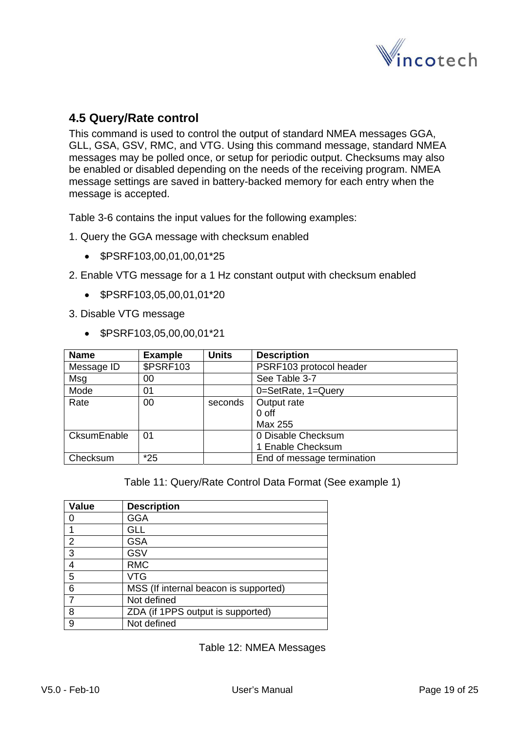## 4.5 Query/Rate control

This command is used to control the output of standard NMEA messages GGA, GLL, GSA, GSV, RMC, and VTG. Using this command message, standard NMEA messages may be polled once, or setup for periodic output. Checksums may also be enabled or disabled depending on the needs of the receiving program. NMEA message settings are saved in battery-backed memory for each entry when the message is accepted.

Table 3-6 contains the input values for the following examples:

1. Query the GGA message with checksum enabled
   - $PSRF103,00,01,00,01*25
2. Enable VTG message for a 1 Hz constant output with checksum enabled
   - $PSRF103,05,00,01,01*20
3. Disable VTG message
   - $PSRF103,05,00,00,01*21

| Name | Example | Units | Description |
|---|---|---|---|
| Message ID | $PSRF103 | | PSRF103 protocol header |
| Msg | 00 | | See Table 3-7 |
| Mode | 01 | | 0=SetRate, 1=Query |
| Rate | 00 | seconds | Output rate<br>0 off<br>Max 255 |
| CksumEnable | 01 | | 0 Disable Checksum<br>1 Enable Checksum |
| Checksum | *25 | | End of message termination |

Table 11: Query/Rate Control Data Format (See example 1)

| Value | Description |
|---|---|
| 0 | GGA |
| 1 | GLL |
| 2 | GSA |
| 3 | GSV |
| 4 | RMC |
| 5 | VTG |
| 6 | MSS (If internal beacon is supported) |
| 7 | Not defined |
| 8 | ZDA (if 1PPS output is supported) |
| 9 | Not defined |

Table 12: NMEA Messages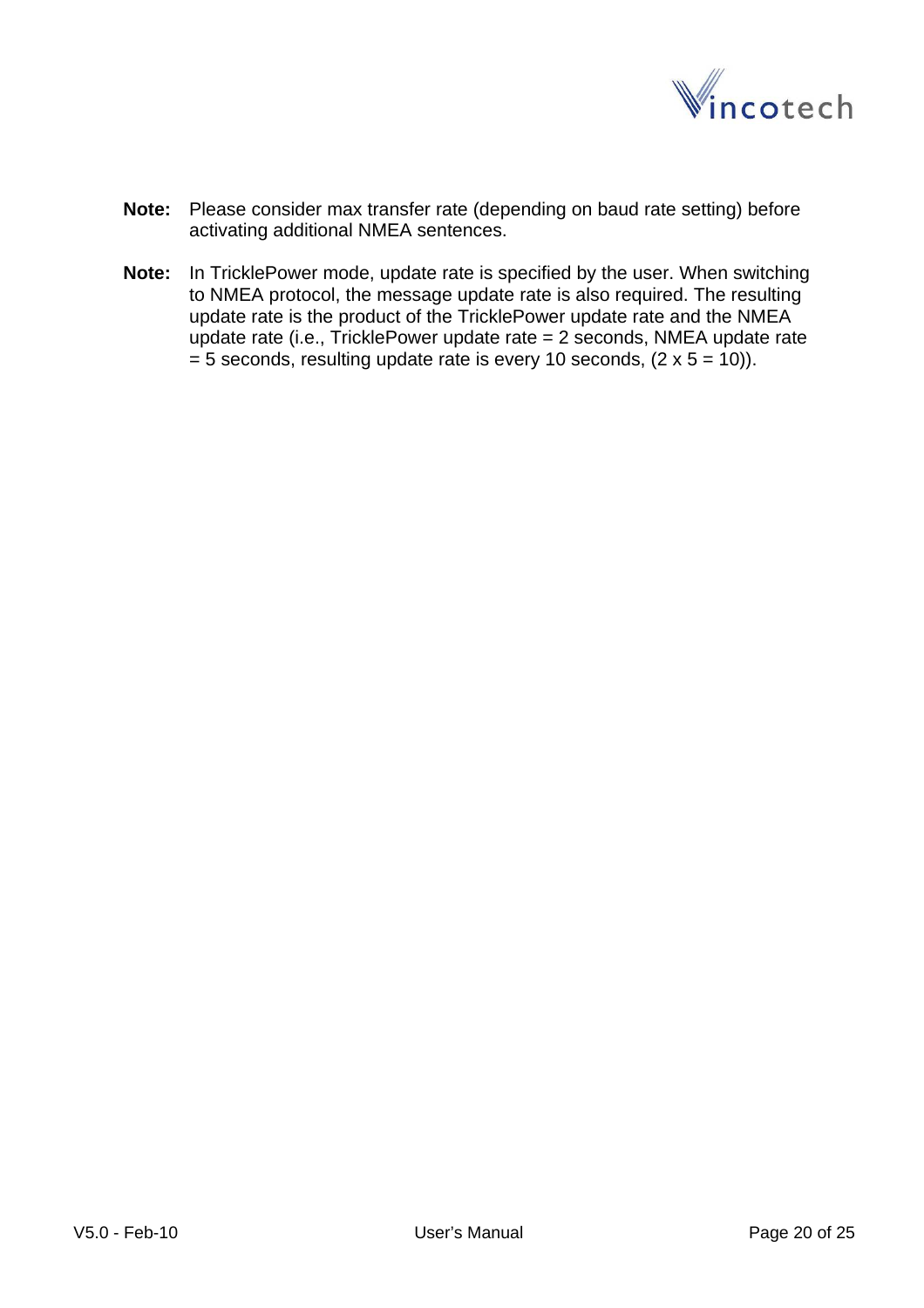**Note:** Please consider max transfer rate (depending on baud rate setting) before activating additional NMEA sentences.

**Note:** In TricklePower mode, update rate is specified by the user. When switching to NMEA protocol, the message update rate is also required. The resulting update rate is the product of the TricklePower update rate and the NMEA update rate (i.e., TricklePower update rate = 2 seconds, NMEA update rate = 5 seconds, resulting update rate is every 10 seconds, (2 x 5 = 10)).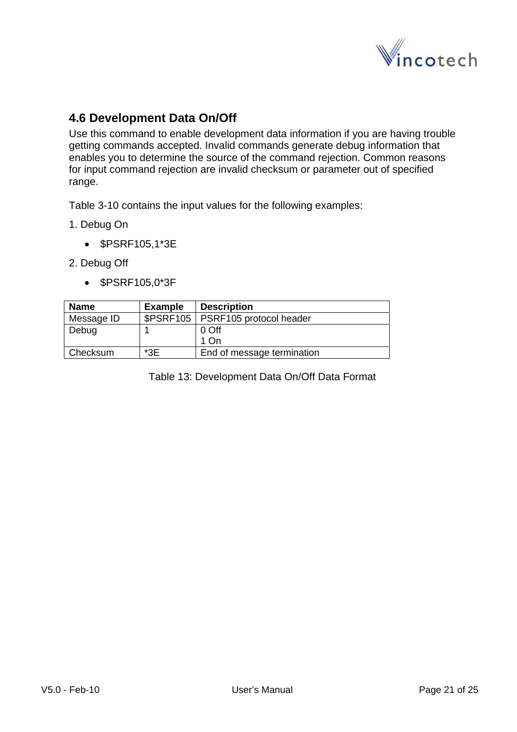## 4.6 Development Data On/Off

Use this command to enable development data information if you are having trouble getting commands accepted. Invalid commands generate debug information that enables you to determine the source of the command rejection. Common reasons for input command rejection are invalid checksum or parameter out of specified range.

Table 3-10 contains the input values for the following examples:

1. Debug On
   - $PSRF105,1*3E
2. Debug Off
   - $PSRF105,0*3F

| Name | Example | Description |
|---|---|---|
| Message ID | $PSRF105 | PSRF105 protocol header |
| Debug | 1 | 0 Off<br>1 On |
| Checksum | *3E | End of message termination |

Table 13: Development Data On/Off Data Format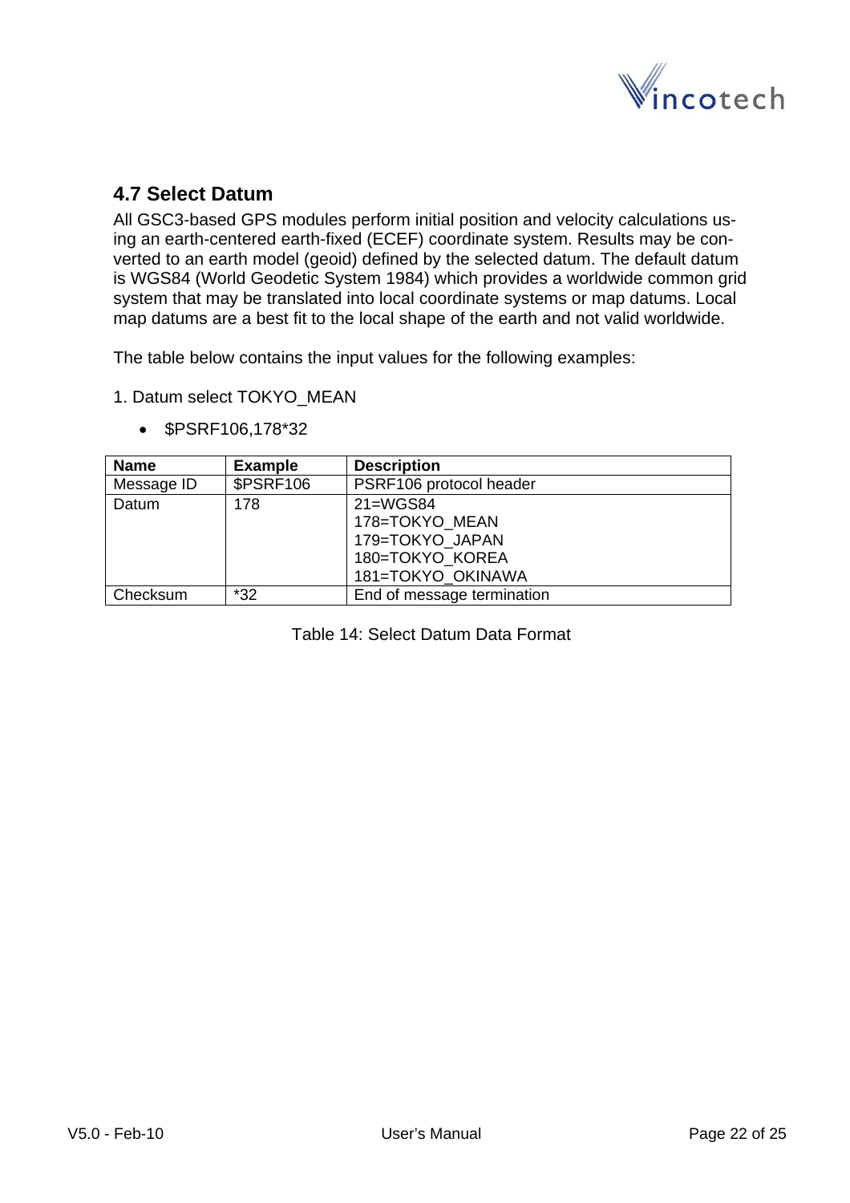## 4.7 Select Datum

All GSC3-based GPS modules perform initial position and velocity calculations using an earth-centered earth-fixed (ECEF) coordinate system. Results may be converted to an earth model (geoid) defined by the selected datum. The default datum is WGS84 (World Geodetic System 1984) which provides a worldwide common grid system that may be translated into local coordinate systems or map datums. Local map datums are a best fit to the local shape of the earth and not valid worldwide.

The table below contains the input values for the following examples:

1. Datum select TOKYO_MEAN

- $PSRF106,178*32

| Name | Example | Description |
|---|---|---|
| Message ID | $PSRF106 | PSRF106 protocol header |
| Datum | 178 | 21=WGS84<br>178=TOKYO_MEAN<br>179=TOKYO_JAPAN<br>180=TOKYO_KOREA<br>181=TOKYO_OKINAWA |
| Checksum | *32 | End of message termination |

Table 14: Select Datum Data Format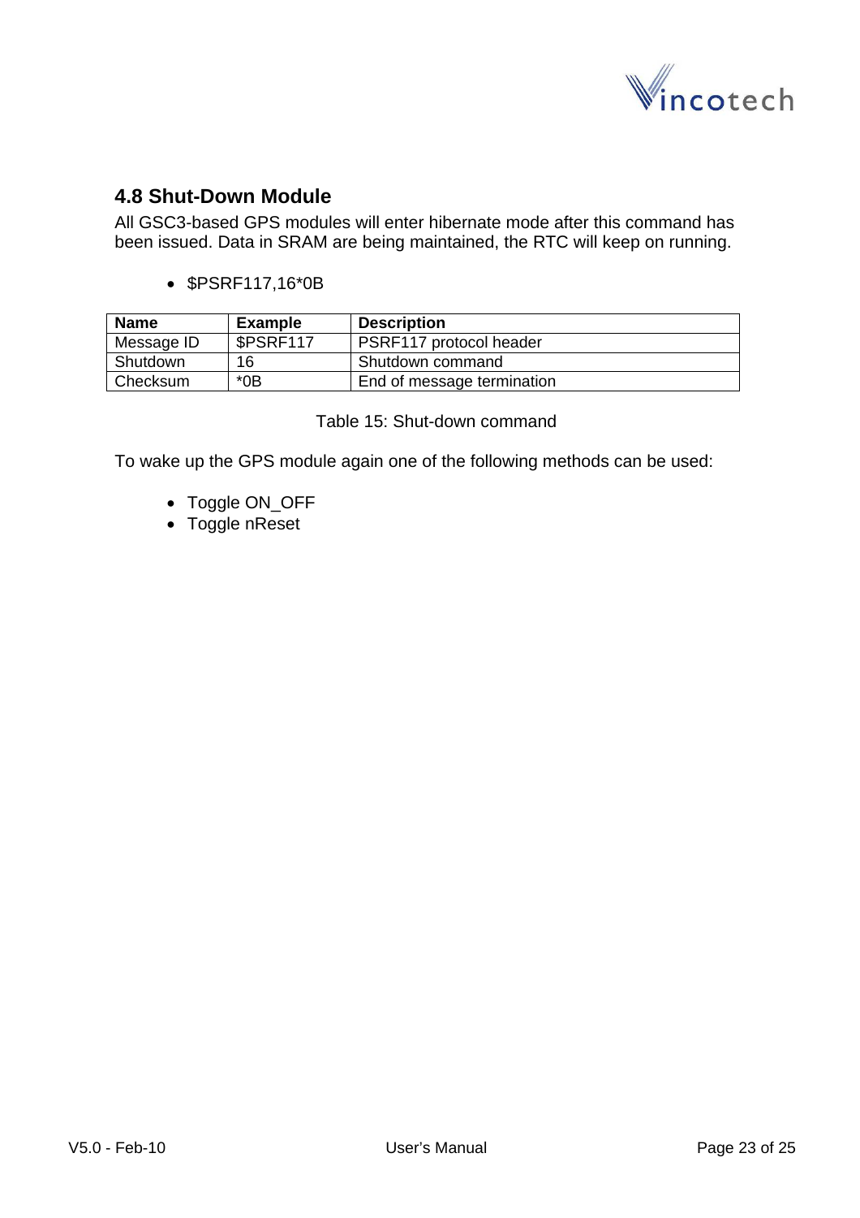## 4.8 Shut-Down Module

All GSC3-based GPS modules will enter hibernate mode after this command has been issued. Data in SRAM are being maintained, the RTC will keep on running.

- $PSRF117,16*0B

| Name | Example | Description |
|---|---|---|
| Message ID | $PSRF117 | PSRF117 protocol header |
| Shutdown | 16 | Shutdown command |
| Checksum | *0B | End of message termination |

Table 15: Shut-down command

To wake up the GPS module again one of the following methods can be used:

- Toggle ON_OFF
- Toggle nReset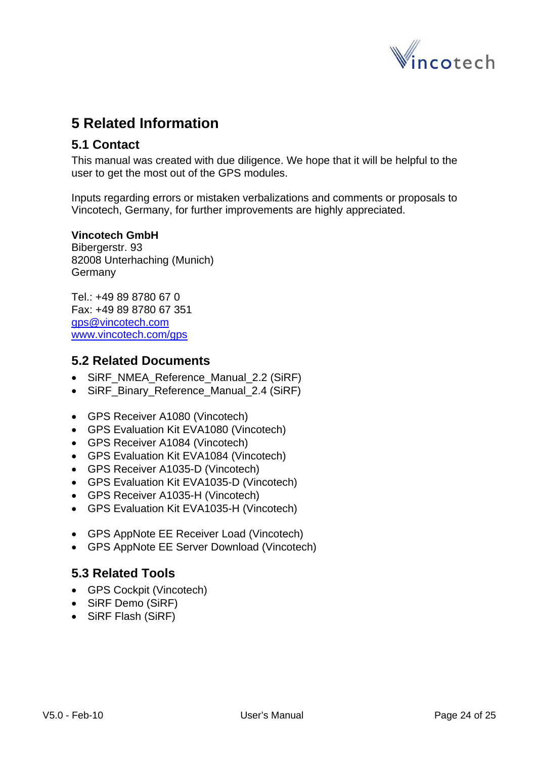# 5 Related Information

## 5.1 Contact

This manual was created with due diligence. We hope that it will be helpful to the user to get the most out of the GPS modules.

Inputs regarding errors or mistaken verbalizations and comments or proposals to Vincotech, Germany, for further improvements are highly appreciated.

**Vincotech GmbH**
Bibergerstr. 93
82008 Unterhaching (Munich)
Germany

Tel.: +49 89 8780 67 0
Fax: +49 89 8780 67 351
gps@vincotech.com
www.vincotech.com/gps

## 5.2 Related Documents

- SiRF_NMEA_Reference_Manual_2.2 (SiRF)
- SiRF_Binary_Reference_Manual_2.4 (SiRF)

- GPS Receiver A1080 (Vincotech)
- GPS Evaluation Kit EVA1080 (Vincotech)
- GPS Receiver A1084 (Vincotech)
- GPS Evaluation Kit EVA1084 (Vincotech)
- GPS Receiver A1035-D (Vincotech)
- GPS Evaluation Kit EVA1035-D (Vincotech)
- GPS Receiver A1035-H (Vincotech)
- GPS Evaluation Kit EVA1035-H (Vincotech)

- GPS AppNote EE Receiver Load (Vincotech)
- GPS AppNote EE Server Download (Vincotech)

## 5.3 Related Tools

- GPS Cockpit (Vincotech)
- SiRF Demo (SiRF)
- SiRF Flash (SiRF)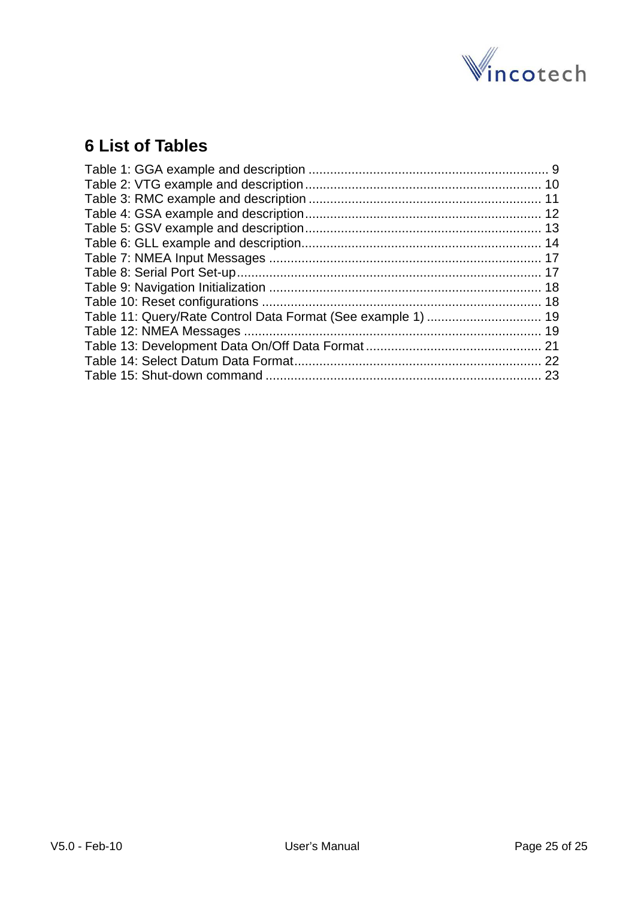# 6 List of Tables

Table 1: GGA example and description .................................................................. 9
Table 2: VTG example and description .................................................................. 10
Table 3: RMC example and description .................................................................. 11
Table 4: GSA example and description .................................................................. 12
Table 5: GSV example and description .................................................................. 13
Table 6: GLL example and description .................................................................. 14
Table 7: NMEA Input Messages ............................................................................ 17
Table 8: Serial Port Set-up .................................................................................. 17
Table 9: Navigation Initialization ............................................................................ 18
Table 10: Reset configurations .............................................................................. 18
Table 11: Query/Rate Control Data Format (See example 1) ................................ 19
Table 12: NMEA Messages .................................................................................. 19
Table 13: Development Data On/Off Data Format ................................................. 21
Table 14: Select Datum Data Format ..................................................................... 22
Table 15: Shut-down command ............................................................................. 23